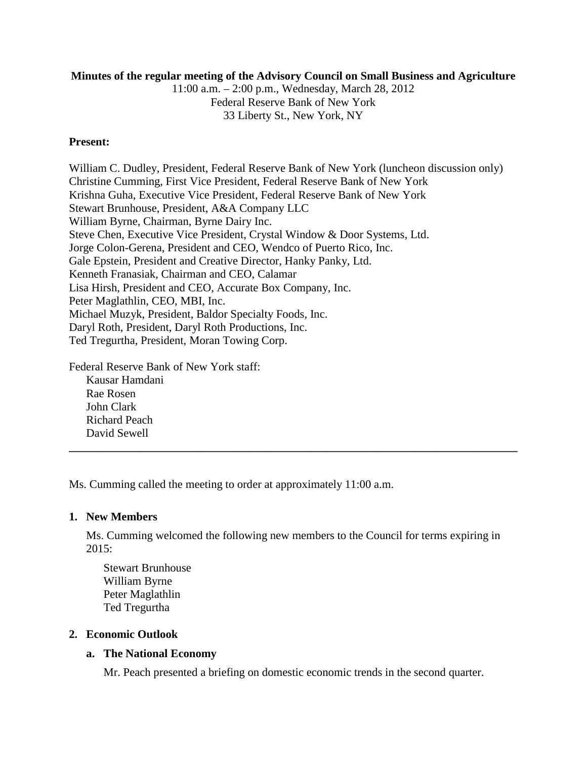**Minutes of the regular meeting of the Advisory Council on Small Business and Agriculture**

11:00 a.m. – 2:00 p.m., Wednesday, March 28, 2012
Federal Reserve Bank of New York
33 Liberty St., New York, NY

**Present:**

William C. Dudley, President, Federal Reserve Bank of New York (luncheon discussion only)
Christine Cumming, First Vice President, Federal Reserve Bank of New York
Krishna Guha, Executive Vice President, Federal Reserve Bank of New York
Stewart Brunhouse, President, A&A Company LLC
William Byrne, Chairman, Byrne Dairy Inc.
Steve Chen, Executive Vice President, Crystal Window & Door Systems, Ltd.
Jorge Colon-Gerena, President and CEO, Wendco of Puerto Rico, Inc.
Gale Epstein, President and Creative Director, Hanky Panky, Ltd.
Kenneth Franasiak, Chairman and CEO, Calamar
Lisa Hirsh, President and CEO, Accurate Box Company, Inc.
Peter Maglathlin, CEO, MBI, Inc.
Michael Muzyk, President, Baldor Specialty Foods, Inc.
Daryl Roth, President, Daryl Roth Productions, Inc.
Ted Tregurtha, President, Moran Towing Corp.

Federal Reserve Bank of New York staff:
- Kausar Hamdani
- Rae Rosen
- John Clark
- Richard Peach
- David Sewell

---

Ms. Cumming called the meeting to order at approximately 11:00 a.m.

## 1. New Members

Ms. Cumming welcomed the following new members to the Council for terms expiring in 2015:

- Stewart Brunhouse
- William Byrne
- Peter Maglathlin
- Ted Tregurtha

## 2. Economic Outlook

### a. The National Economy

Mr. Peach presented a briefing on domestic economic trends in the second quarter.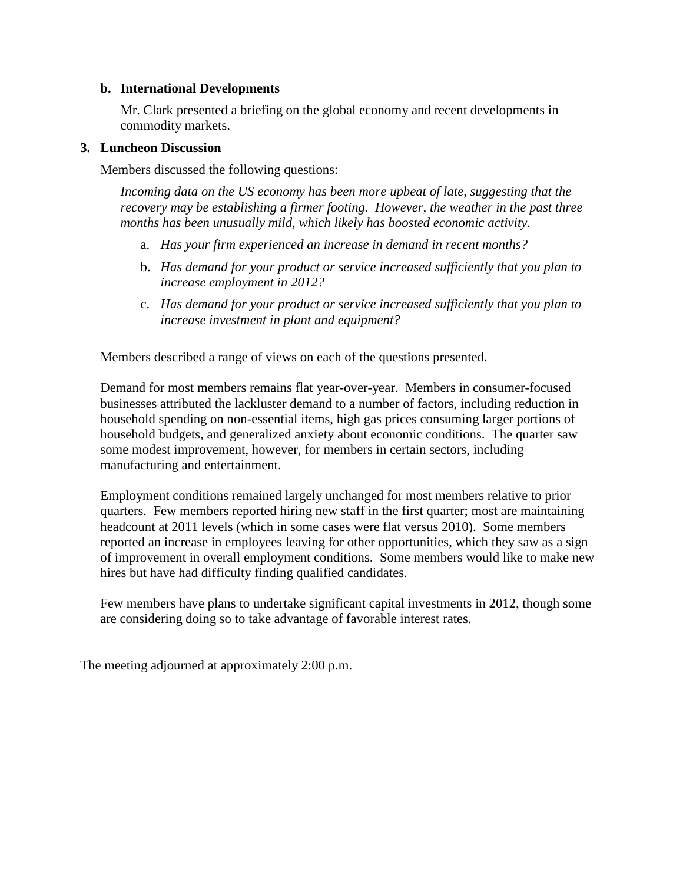**b. International Developments**

Mr. Clark presented a briefing on the global economy and recent developments in commodity markets.

**3. Luncheon Discussion**

Members discussed the following questions:

*Incoming data on the US economy has been more upbeat of late, suggesting that the recovery may be establishing a firmer footing. However, the weather in the past three months has been unusually mild, which likely has boosted economic activity.*

a. *Has your firm experienced an increase in demand in recent months?*

b. *Has demand for your product or service increased sufficiently that you plan to increase employment in 2012?*

c. *Has demand for your product or service increased sufficiently that you plan to increase investment in plant and equipment?*

Members described a range of views on each of the questions presented.

Demand for most members remains flat year-over-year. Members in consumer-focused businesses attributed the lackluster demand to a number of factors, including reduction in household spending on non-essential items, high gas prices consuming larger portions of household budgets, and generalized anxiety about economic conditions. The quarter saw some modest improvement, however, for members in certain sectors, including manufacturing and entertainment.

Employment conditions remained largely unchanged for most members relative to prior quarters. Few members reported hiring new staff in the first quarter; most are maintaining headcount at 2011 levels (which in some cases were flat versus 2010). Some members reported an increase in employees leaving for other opportunities, which they saw as a sign of improvement in overall employment conditions. Some members would like to make new hires but have had difficulty finding qualified candidates.

Few members have plans to undertake significant capital investments in 2012, though some are considering doing so to take advantage of favorable interest rates.

The meeting adjourned at approximately 2:00 p.m.